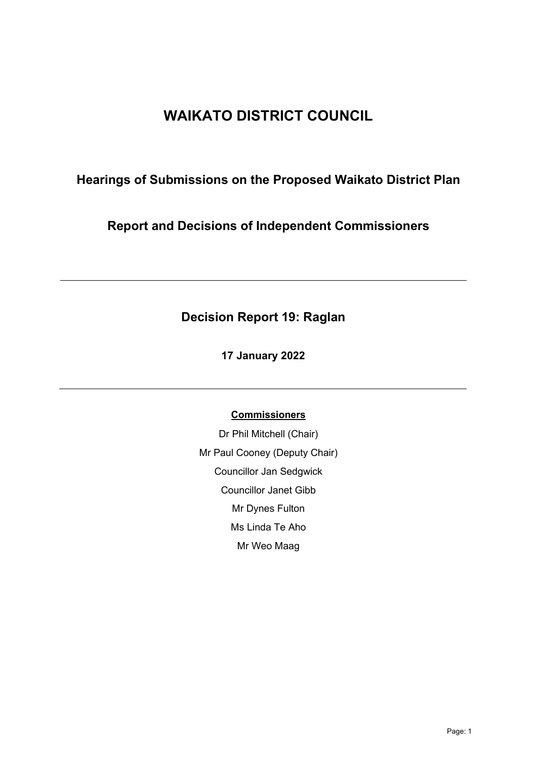# WAIKATO DISTRICT COUNCIL

## Hearings of Submissions on the Proposed Waikato District Plan

## Report and Decisions of Independent Commissioners

---

## Decision Report 19: Raglan

**17 January 2022**

---

**Commissioners**

Dr Phil Mitchell (Chair)

Mr Paul Cooney (Deputy Chair)

Councillor Jan Sedgwick

Councillor Janet Gibb

Mr Dynes Fulton

Ms Linda Te Aho

Mr Weo Maag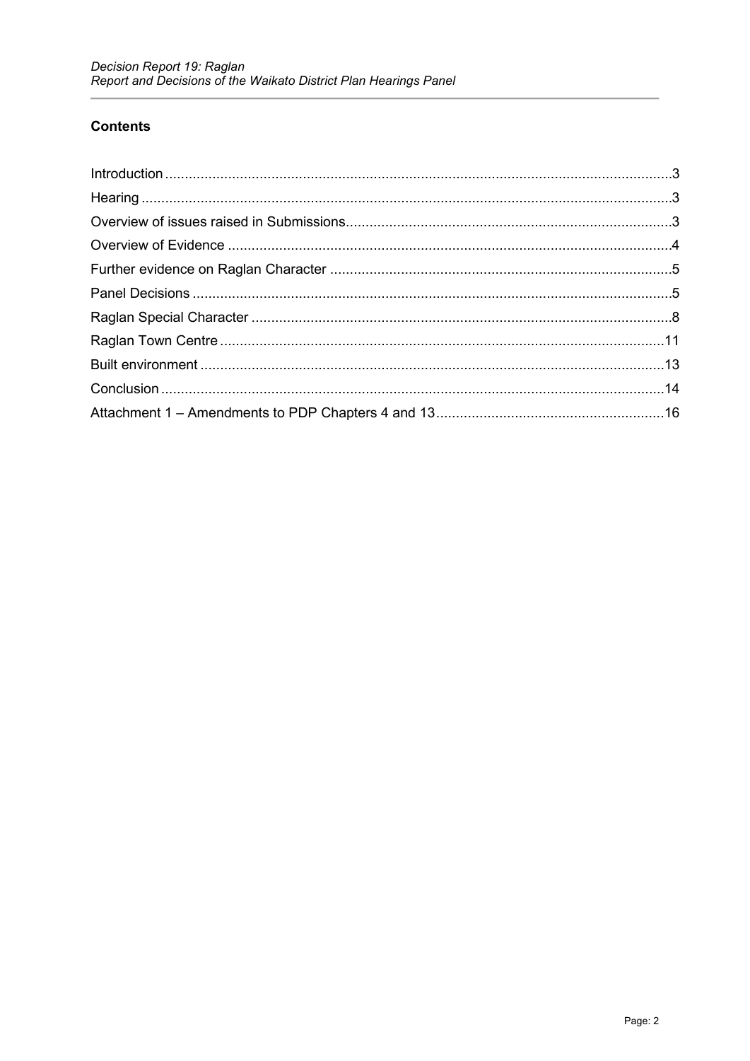## Contents

| | |
|---|---|
| Introduction | 3 |
| Hearing | 3 |
| Overview of issues raised in Submissions | 3 |
| Overview of Evidence | 4 |
| Further evidence on Raglan Character | 5 |
| Panel Decisions | 5 |
| Raglan Special Character | 8 |
| Raglan Town Centre | 11 |
| Built environment | 13 |
| Conclusion | 14 |
| Attachment 1 – Amendments to PDP Chapters 4 and 13 | 16 |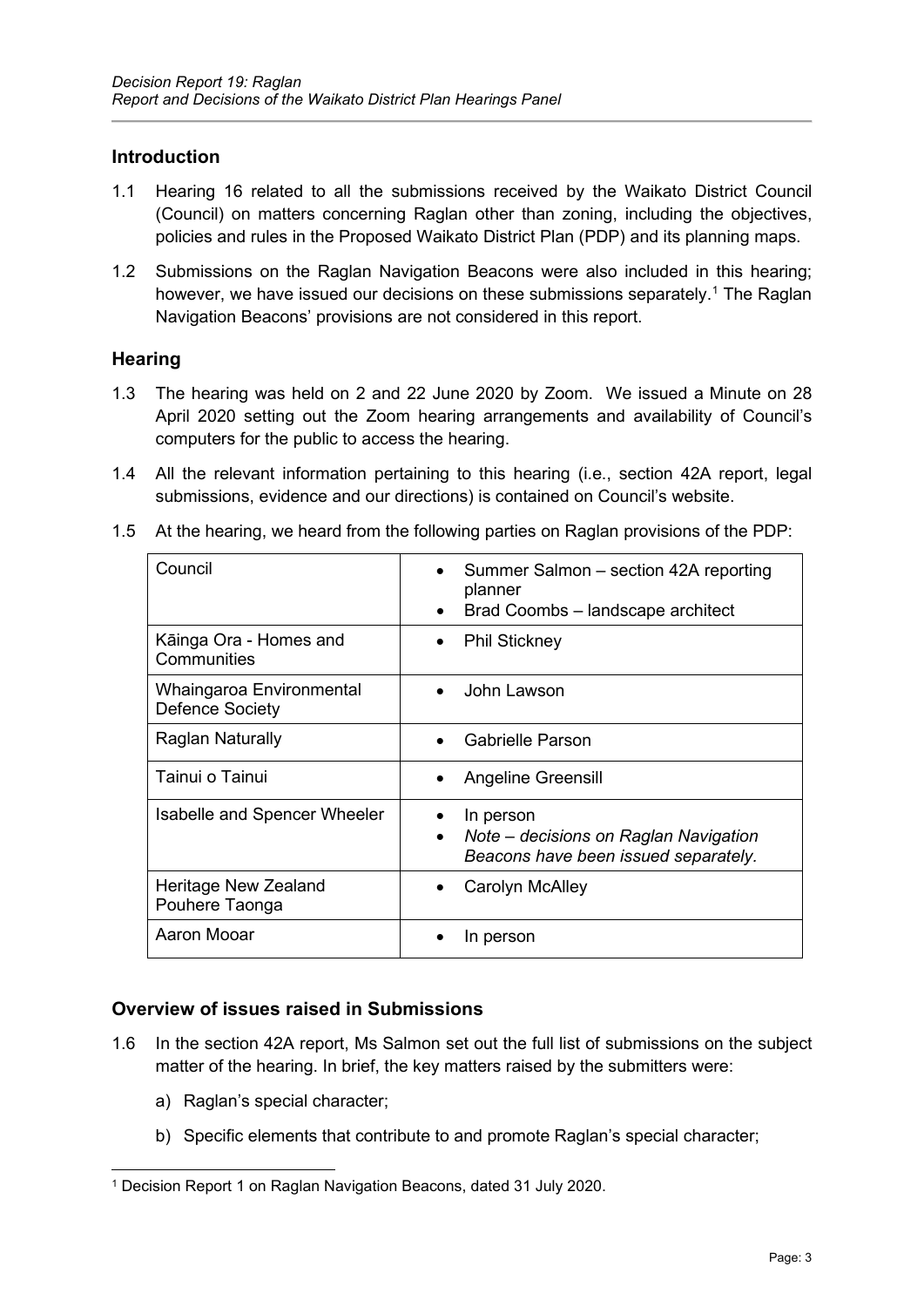## Introduction

1.1 Hearing 16 related to all the submissions received by the Waikato District Council (Council) on matters concerning Raglan other than zoning, including the objectives, policies and rules in the Proposed Waikato District Plan (PDP) and its planning maps.

1.2 Submissions on the Raglan Navigation Beacons were also included in this hearing; however, we have issued our decisions on these submissions separately.[1] The Raglan Navigation Beacons' provisions are not considered in this report.

## Hearing

1.3 The hearing was held on 2 and 22 June 2020 by Zoom. We issued a Minute on 28 April 2020 setting out the Zoom hearing arrangements and availability of Council's computers for the public to access the hearing.

1.4 All the relevant information pertaining to this hearing (i.e., section 42A report, legal submissions, evidence and our directions) is contained on Council's website.

1.5 At the hearing, we heard from the following parties on Raglan provisions of the PDP:

| | |
|---|---|
| Council | • Summer Salmon – section 42A reporting planner<br>• Brad Coombs – landscape architect |
| Kāinga Ora - Homes and Communities | • Phil Stickney |
| Whaingaroa Environmental Defence Society | • John Lawson |
| Raglan Naturally | • Gabrielle Parson |
| Tainui o Tainui | • Angeline Greensill |
| Isabelle and Spencer Wheeler | • In person<br>• *Note – decisions on Raglan Navigation Beacons have been issued separately.* |
| Heritage New Zealand Pouhere Taonga | • Carolyn McAlley |
| Aaron Mooar | • In person |

## Overview of issues raised in Submissions

1.6 In the section 42A report, Ms Salmon set out the full list of submissions on the subject matter of the hearing. In brief, the key matters raised by the submitters were:

a) Raglan's special character;

b) Specific elements that contribute to and promote Raglan's special character;

[1] Decision Report 1 on Raglan Navigation Beacons, dated 31 July 2020.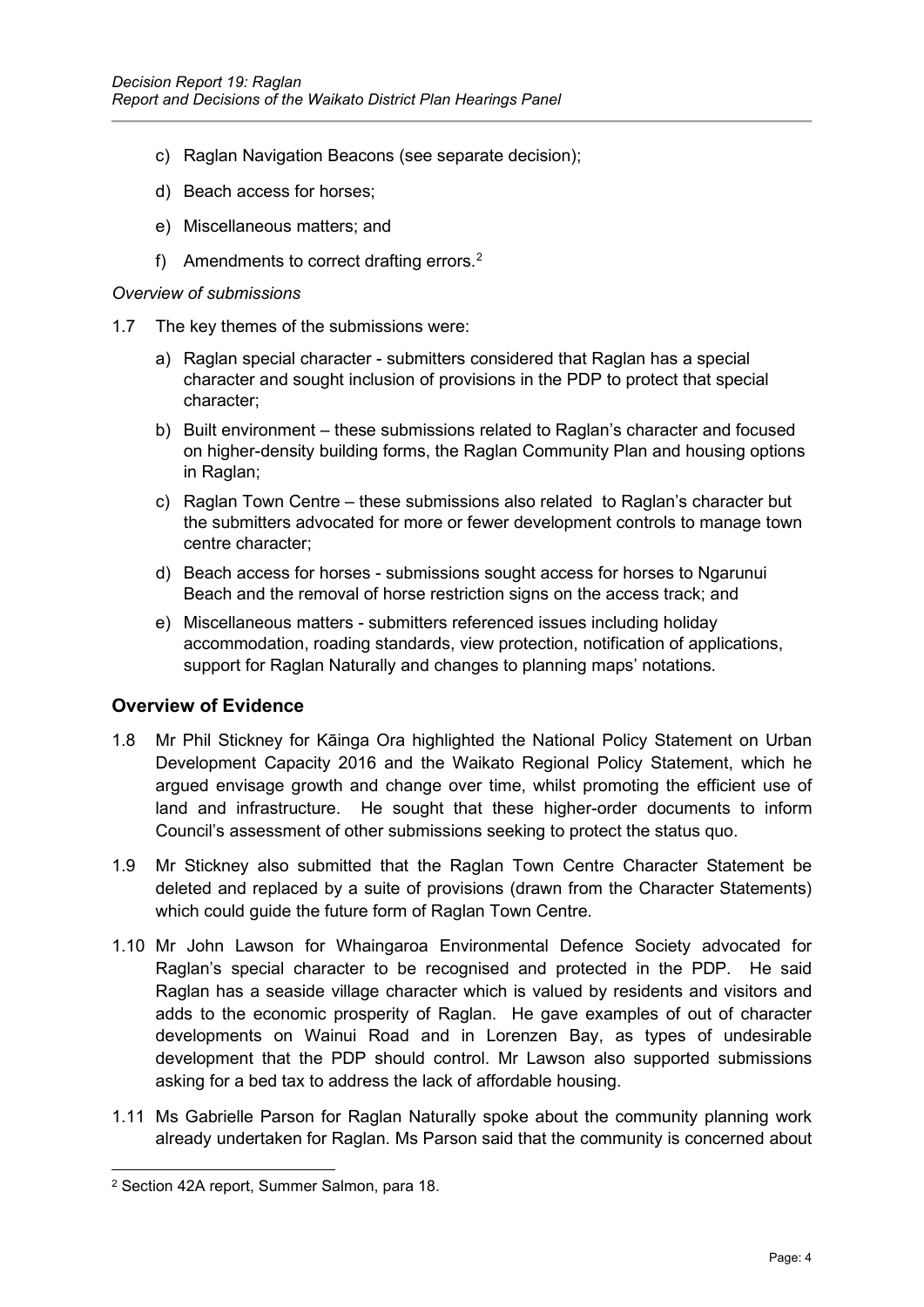c) Raglan Navigation Beacons (see separate decision);

d) Beach access for horses;

e) Miscellaneous matters; and

f) Amendments to correct drafting errors.[2]

*Overview of submissions*

1.7 The key themes of the submissions were:

a) Raglan special character - submitters considered that Raglan has a special character and sought inclusion of provisions in the PDP to protect that special character;

b) Built environment – these submissions related to Raglan's character and focused on higher-density building forms, the Raglan Community Plan and housing options in Raglan;

c) Raglan Town Centre – these submissions also related to Raglan's character but the submitters advocated for more or fewer development controls to manage town centre character;

d) Beach access for horses - submissions sought access for horses to Ngarunui Beach and the removal of horse restriction signs on the access track; and

e) Miscellaneous matters - submitters referenced issues including holiday accommodation, roading standards, view protection, notification of applications, support for Raglan Naturally and changes to planning maps' notations.

## Overview of Evidence

1.8 Mr Phil Stickney for Kāinga Ora highlighted the National Policy Statement on Urban Development Capacity 2016 and the Waikato Regional Policy Statement, which he argued envisage growth and change over time, whilst promoting the efficient use of land and infrastructure. He sought that these higher-order documents to inform Council's assessment of other submissions seeking to protect the status quo.

1.9 Mr Stickney also submitted that the Raglan Town Centre Character Statement be deleted and replaced by a suite of provisions (drawn from the Character Statements) which could guide the future form of Raglan Town Centre.

1.10 Mr John Lawson for Whaingaroa Environmental Defence Society advocated for Raglan's special character to be recognised and protected in the PDP. He said Raglan has a seaside village character which is valued by residents and visitors and adds to the economic prosperity of Raglan. He gave examples of out of character developments on Wainui Road and in Lorenzen Bay, as types of undesirable development that the PDP should control. Mr Lawson also supported submissions asking for a bed tax to address the lack of affordable housing.

1.11 Ms Gabrielle Parson for Raglan Naturally spoke about the community planning work already undertaken for Raglan. Ms Parson said that the community is concerned about

[2] Section 42A report, Summer Salmon, para 18.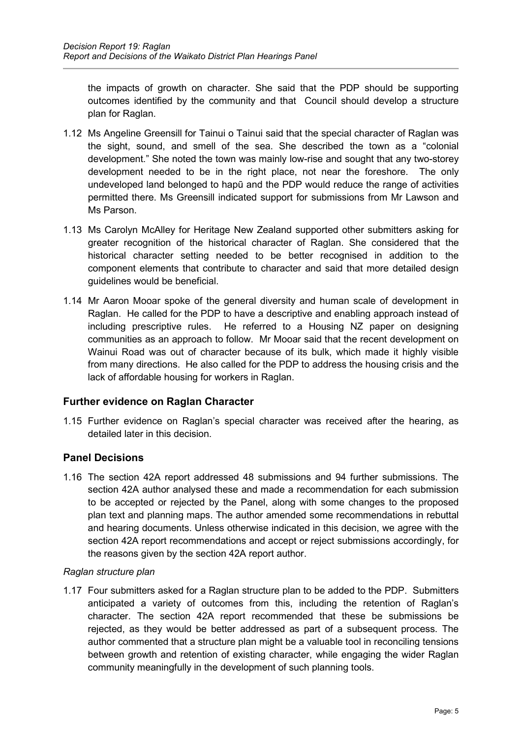the impacts of growth on character. She said that the PDP should be supporting outcomes identified by the community and that Council should develop a structure plan for Raglan.

1.12 Ms Angeline Greensill for Tainui o Tainui said that the special character of Raglan was the sight, sound, and smell of the sea. She described the town as a "colonial development." She noted the town was mainly low-rise and sought that any two-storey development needed to be in the right place, not near the foreshore. The only undeveloped land belonged to hapū and the PDP would reduce the range of activities permitted there. Ms Greensill indicated support for submissions from Mr Lawson and Ms Parson.

1.13 Ms Carolyn McAlley for Heritage New Zealand supported other submitters asking for greater recognition of the historical character of Raglan. She considered that the historical character setting needed to be better recognised in addition to the component elements that contribute to character and said that more detailed design guidelines would be beneficial.

1.14 Mr Aaron Mooar spoke of the general diversity and human scale of development in Raglan. He called for the PDP to have a descriptive and enabling approach instead of including prescriptive rules. He referred to a Housing NZ paper on designing communities as an approach to follow. Mr Mooar said that the recent development on Wainui Road was out of character because of its bulk, which made it highly visible from many directions. He also called for the PDP to address the housing crisis and the lack of affordable housing for workers in Raglan.

## Further evidence on Raglan Character

1.15 Further evidence on Raglan's special character was received after the hearing, as detailed later in this decision.

## Panel Decisions

1.16 The section 42A report addressed 48 submissions and 94 further submissions. The section 42A author analysed these and made a recommendation for each submission to be accepted or rejected by the Panel, along with some changes to the proposed plan text and planning maps. The author amended some recommendations in rebuttal and hearing documents. Unless otherwise indicated in this decision, we agree with the section 42A report recommendations and accept or reject submissions accordingly, for the reasons given by the section 42A report author.

*Raglan structure plan*

1.17 Four submitters asked for a Raglan structure plan to be added to the PDP. Submitters anticipated a variety of outcomes from this, including the retention of Raglan's character. The section 42A report recommended that these be submissions be rejected, as they would be better addressed as part of a subsequent process. The author commented that a structure plan might be a valuable tool in reconciling tensions between growth and retention of existing character, while engaging the wider Raglan community meaningfully in the development of such planning tools.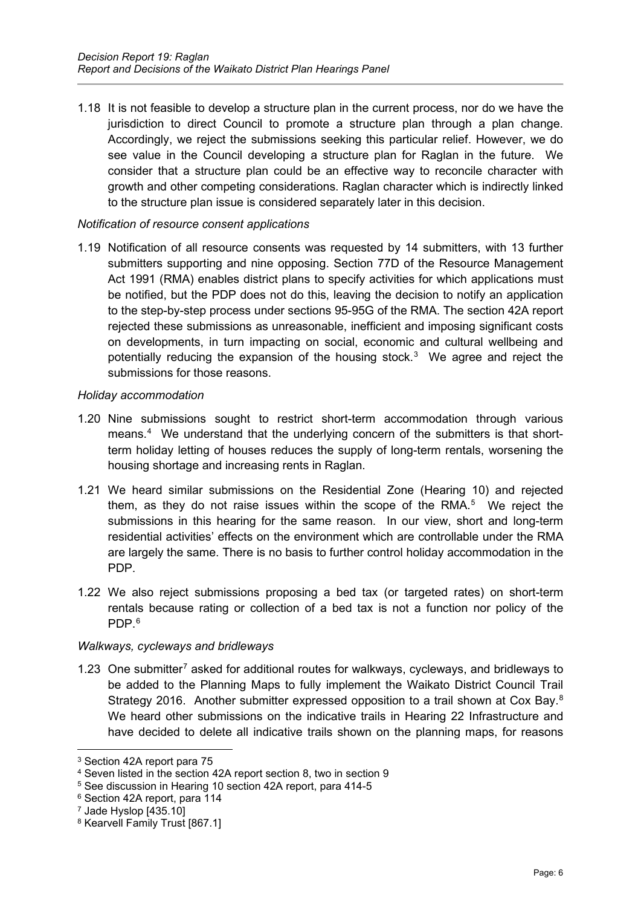1.18 It is not feasible to develop a structure plan in the current process, nor do we have the jurisdiction to direct Council to promote a structure plan through a plan change. Accordingly, we reject the submissions seeking this particular relief. However, we do see value in the Council developing a structure plan for Raglan in the future. We consider that a structure plan could be an effective way to reconcile character with growth and other competing considerations. Raglan character which is indirectly linked to the structure plan issue is considered separately later in this decision.

*Notification of resource consent applications*

1.19 Notification of all resource consents was requested by 14 submitters, with 13 further submitters supporting and nine opposing. Section 77D of the Resource Management Act 1991 (RMA) enables district plans to specify activities for which applications must be notified, but the PDP does not do this, leaving the decision to notify an application to the step-by-step process under sections 95-95G of the RMA. The section 42A report rejected these submissions as unreasonable, inefficient and imposing significant costs on developments, in turn impacting on social, economic and cultural wellbeing and potentially reducing the expansion of the housing stock.[3] We agree and reject the submissions for those reasons.

*Holiday accommodation*

1.20 Nine submissions sought to restrict short-term accommodation through various means.[4] We understand that the underlying concern of the submitters is that short-term holiday letting of houses reduces the supply of long-term rentals, worsening the housing shortage and increasing rents in Raglan.

1.21 We heard similar submissions on the Residential Zone (Hearing 10) and rejected them, as they do not raise issues within the scope of the RMA.[5] We reject the submissions in this hearing for the same reason. In our view, short and long-term residential activities' effects on the environment which are controllable under the RMA are largely the same. There is no basis to further control holiday accommodation in the PDP.

1.22 We also reject submissions proposing a bed tax (or targeted rates) on short-term rentals because rating or collection of a bed tax is not a function nor policy of the PDP.[6]

*Walkways, cycleways and bridleways*

1.23 One submitter[7] asked for additional routes for walkways, cycleways, and bridleways to be added to the Planning Maps to fully implement the Waikato District Council Trail Strategy 2016. Another submitter expressed opposition to a trail shown at Cox Bay.[8] We heard other submissions on the indicative trails in Hearing 22 Infrastructure and have decided to delete all indicative trails shown on the planning maps, for reasons

---

[3] Section 42A report para 75

[4] Seven listed in the section 42A report section 8, two in section 9

[5] See discussion in Hearing 10 section 42A report, para 414-5

[6] Section 42A report, para 114

[7] Jade Hyslop [435.10]

[8] Kearvell Family Trust [867.1]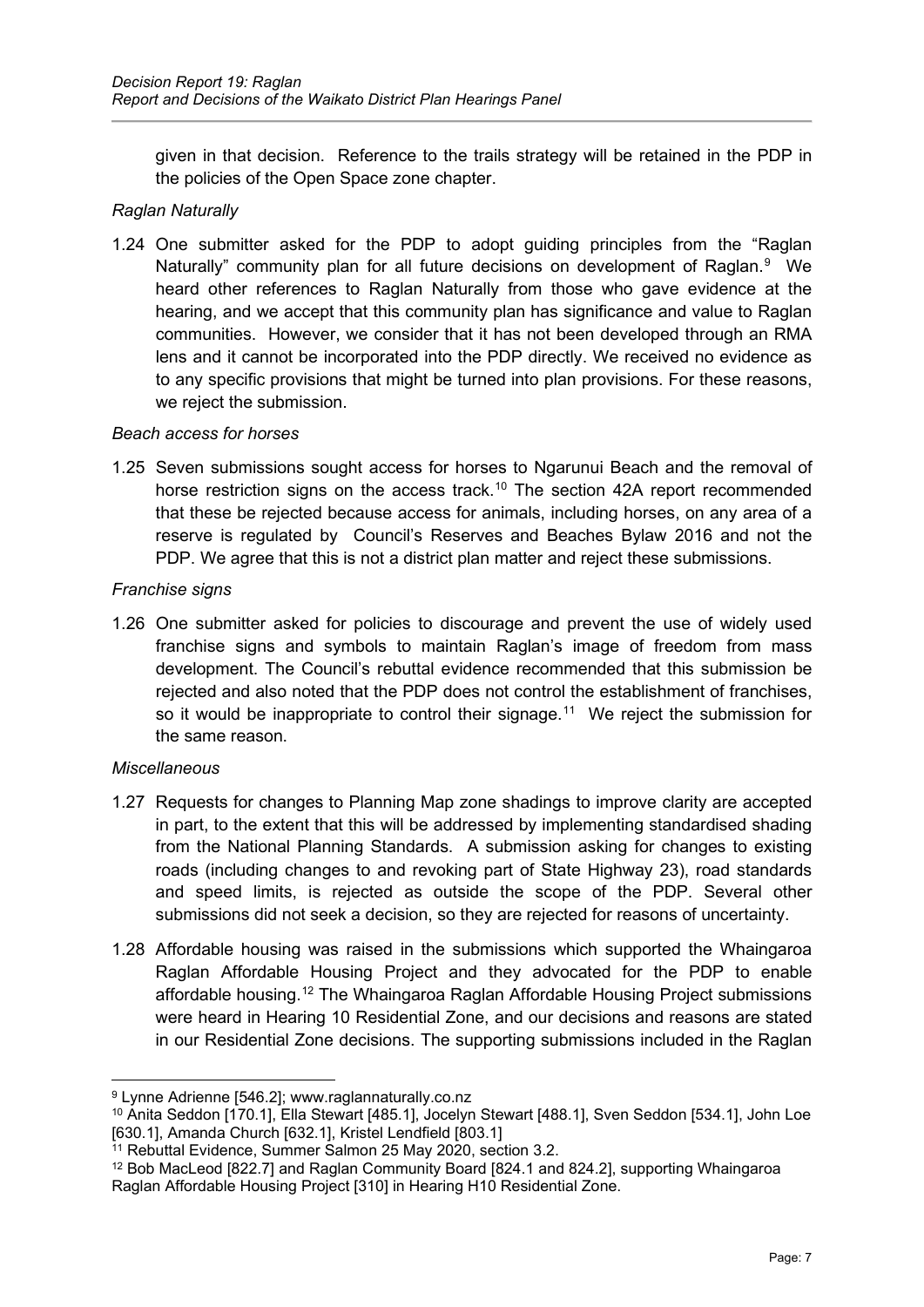given in that decision. Reference to the trails strategy will be retained in the PDP in the policies of the Open Space zone chapter.

*Raglan Naturally*

1.24 One submitter asked for the PDP to adopt guiding principles from the "Raglan Naturally" community plan for all future decisions on development of Raglan.[9] We heard other references to Raglan Naturally from those who gave evidence at the hearing, and we accept that this community plan has significance and value to Raglan communities. However, we consider that it has not been developed through an RMA lens and it cannot be incorporated into the PDP directly. We received no evidence as to any specific provisions that might be turned into plan provisions. For these reasons, we reject the submission.

*Beach access for horses*

1.25 Seven submissions sought access for horses to Ngarunui Beach and the removal of horse restriction signs on the access track.[10] The section 42A report recommended that these be rejected because access for animals, including horses, on any area of a reserve is regulated by Council's Reserves and Beaches Bylaw 2016 and not the PDP. We agree that this is not a district plan matter and reject these submissions.

*Franchise signs*

1.26 One submitter asked for policies to discourage and prevent the use of widely used franchise signs and symbols to maintain Raglan's image of freedom from mass development. The Council's rebuttal evidence recommended that this submission be rejected and also noted that the PDP does not control the establishment of franchises, so it would be inappropriate to control their signage.[11] We reject the submission for the same reason.

*Miscellaneous*

1.27 Requests for changes to Planning Map zone shadings to improve clarity are accepted in part, to the extent that this will be addressed by implementing standardised shading from the National Planning Standards. A submission asking for changes to existing roads (including changes to and revoking part of State Highway 23), road standards and speed limits, is rejected as outside the scope of the PDP. Several other submissions did not seek a decision, so they are rejected for reasons of uncertainty.

1.28 Affordable housing was raised in the submissions which supported the Whaingaroa Raglan Affordable Housing Project and they advocated for the PDP to enable affordable housing.[12] The Whaingaroa Raglan Affordable Housing Project submissions were heard in Hearing 10 Residential Zone, and our decisions and reasons are stated in our Residential Zone decisions. The supporting submissions included in the Raglan

---

[9] Lynne Adrienne [546.2]; www.raglannaturally.co.nz

[10] Anita Seddon [170.1], Ella Stewart [485.1], Jocelyn Stewart [488.1], Sven Seddon [534.1], John Loe [630.1], Amanda Church [632.1], Kristel Lendfield [803.1]

[11] Rebuttal Evidence, Summer Salmon 25 May 2020, section 3.2.

[12] Bob MacLeod [822.7] and Raglan Community Board [824.1 and 824.2], supporting Whaingaroa Raglan Affordable Housing Project [310] in Hearing H10 Residential Zone.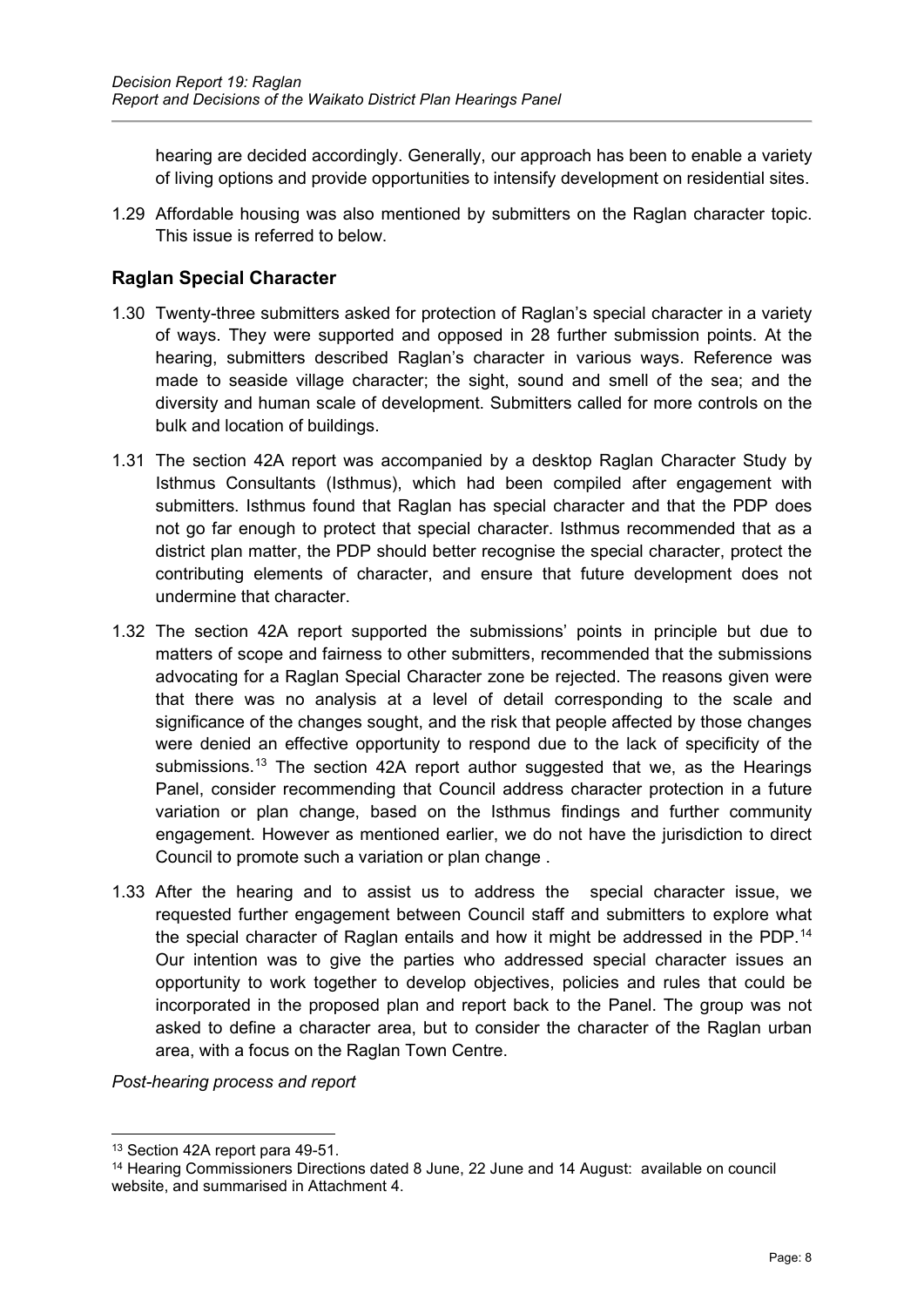hearing are decided accordingly. Generally, our approach has been to enable a variety of living options and provide opportunities to intensify development on residential sites.

1.29 Affordable housing was also mentioned by submitters on the Raglan character topic. This issue is referred to below.

## Raglan Special Character

1.30 Twenty-three submitters asked for protection of Raglan's special character in a variety of ways. They were supported and opposed in 28 further submission points. At the hearing, submitters described Raglan's character in various ways. Reference was made to seaside village character; the sight, sound and smell of the sea; and the diversity and human scale of development. Submitters called for more controls on the bulk and location of buildings.

1.31 The section 42A report was accompanied by a desktop Raglan Character Study by Isthmus Consultants (Isthmus), which had been compiled after engagement with submitters. Isthmus found that Raglan has special character and that the PDP does not go far enough to protect that special character. Isthmus recommended that as a district plan matter, the PDP should better recognise the special character, protect the contributing elements of character, and ensure that future development does not undermine that character.

1.32 The section 42A report supported the submissions' points in principle but due to matters of scope and fairness to other submitters, recommended that the submissions advocating for a Raglan Special Character zone be rejected. The reasons given were that there was no analysis at a level of detail corresponding to the scale and significance of the changes sought, and the risk that people affected by those changes were denied an effective opportunity to respond due to the lack of specificity of the submissions.[13] The section 42A report author suggested that we, as the Hearings Panel, consider recommending that Council address character protection in a future variation or plan change, based on the Isthmus findings and further community engagement. However as mentioned earlier, we do not have the jurisdiction to direct Council to promote such a variation or plan change .

1.33 After the hearing and to assist us to address the special character issue, we requested further engagement between Council staff and submitters to explore what the special character of Raglan entails and how it might be addressed in the PDP.[14] Our intention was to give the parties who addressed special character issues an opportunity to work together to develop objectives, policies and rules that could be incorporated in the proposed plan and report back to the Panel. The group was not asked to define a character area, but to consider the character of the Raglan urban area, with a focus on the Raglan Town Centre.

*Post-hearing process and report*

[13] Section 42A report para 49-51.

[14] Hearing Commissioners Directions dated 8 June, 22 June and 14 August: available on council website, and summarised in Attachment 4.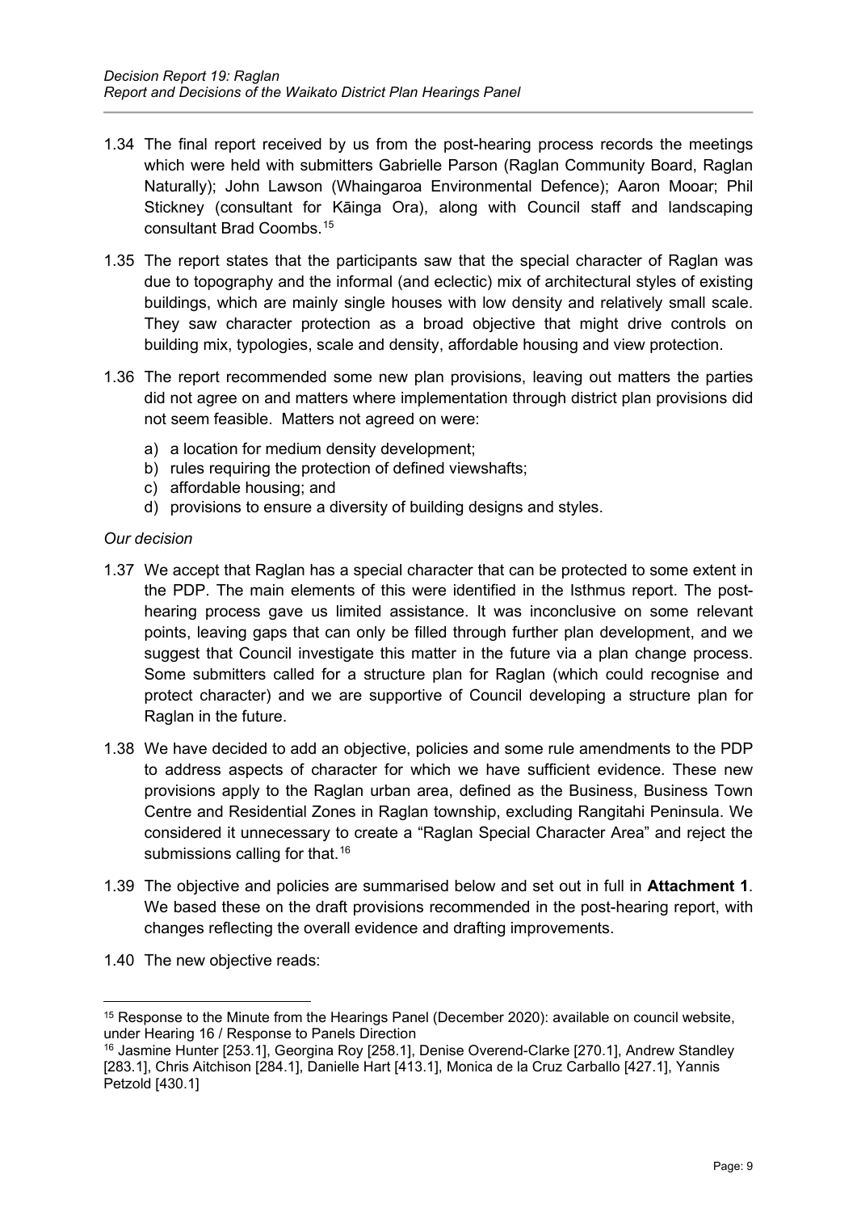1.34 The final report received by us from the post-hearing process records the meetings which were held with submitters Gabrielle Parson (Raglan Community Board, Raglan Naturally); John Lawson (Whaingaroa Environmental Defence); Aaron Mooar; Phil Stickney (consultant for Kāinga Ora), along with Council staff and landscaping consultant Brad Coombs.[15]

1.35 The report states that the participants saw that the special character of Raglan was due to topography and the informal (and eclectic) mix of architectural styles of existing buildings, which are mainly single houses with low density and relatively small scale. They saw character protection as a broad objective that might drive controls on building mix, typologies, scale and density, affordable housing and view protection.

1.36 The report recommended some new plan provisions, leaving out matters the parties did not agree on and matters where implementation through district plan provisions did not seem feasible. Matters not agreed on were:

a) a location for medium density development;
b) rules requiring the protection of defined viewshafts;
c) affordable housing; and
d) provisions to ensure a diversity of building designs and styles.

*Our decision*

1.37 We accept that Raglan has a special character that can be protected to some extent in the PDP. The main elements of this were identified in the Isthmus report. The post-hearing process gave us limited assistance. It was inconclusive on some relevant points, leaving gaps that can only be filled through further plan development, and we suggest that Council investigate this matter in the future via a plan change process. Some submitters called for a structure plan for Raglan (which could recognise and protect character) and we are supportive of Council developing a structure plan for Raglan in the future.

1.38 We have decided to add an objective, policies and some rule amendments to the PDP to address aspects of character for which we have sufficient evidence. These new provisions apply to the Raglan urban area, defined as the Business, Business Town Centre and Residential Zones in Raglan township, excluding Rangitahi Peninsula. We considered it unnecessary to create a "Raglan Special Character Area" and reject the submissions calling for that.[16]

1.39 The objective and policies are summarised below and set out in full in **Attachment 1**. We based these on the draft provisions recommended in the post-hearing report, with changes reflecting the overall evidence and drafting improvements.

1.40 The new objective reads:

---

[15] Response to the Minute from the Hearings Panel (December 2020): available on council website, under Hearing 16 / Response to Panels Direction

[16] Jasmine Hunter [253.1], Georgina Roy [258.1], Denise Overend-Clarke [270.1], Andrew Standley [283.1], Chris Aitchison [284.1], Danielle Hart [413.1], Monica de la Cruz Carballo [427.1], Yannis Petzold [430.1]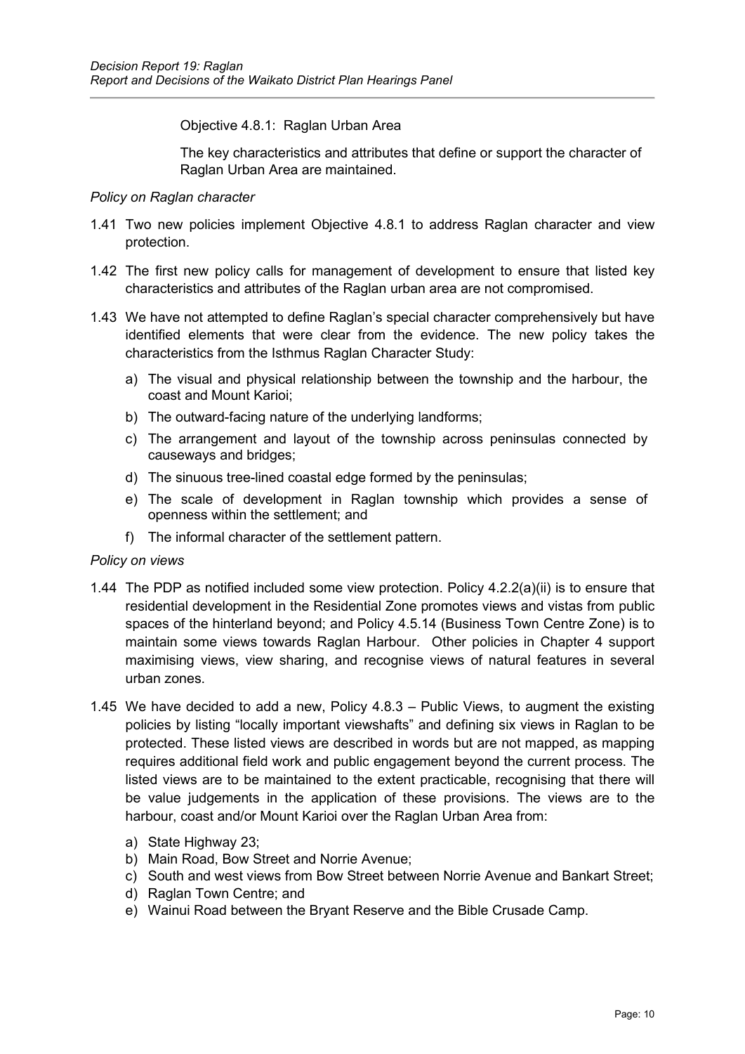Objective 4.8.1: Raglan Urban Area

The key characteristics and attributes that define or support the character of Raglan Urban Area are maintained.

*Policy on Raglan character*

1.41 Two new policies implement Objective 4.8.1 to address Raglan character and view protection.

1.42 The first new policy calls for management of development to ensure that listed key characteristics and attributes of the Raglan urban area are not compromised.

1.43 We have not attempted to define Raglan's special character comprehensively but have identified elements that were clear from the evidence. The new policy takes the characteristics from the Isthmus Raglan Character Study:

a) The visual and physical relationship between the township and the harbour, the coast and Mount Karioi;
b) The outward-facing nature of the underlying landforms;
c) The arrangement and layout of the township across peninsulas connected by causeways and bridges;
d) The sinuous tree-lined coastal edge formed by the peninsulas;
e) The scale of development in Raglan township which provides a sense of openness within the settlement; and
f) The informal character of the settlement pattern.

*Policy on views*

1.44 The PDP as notified included some view protection. Policy 4.2.2(a)(ii) is to ensure that residential development in the Residential Zone promotes views and vistas from public spaces of the hinterland beyond; and Policy 4.5.14 (Business Town Centre Zone) is to maintain some views towards Raglan Harbour. Other policies in Chapter 4 support maximising views, view sharing, and recognise views of natural features in several urban zones.

1.45 We have decided to add a new, Policy 4.8.3 – Public Views, to augment the existing policies by listing "locally important viewshafts" and defining six views in Raglan to be protected. These listed views are described in words but are not mapped, as mapping requires additional field work and public engagement beyond the current process. The listed views are to be maintained to the extent practicable, recognising that there will be value judgements in the application of these provisions. The views are to the harbour, coast and/or Mount Karioi over the Raglan Urban Area from:

a) State Highway 23;
b) Main Road, Bow Street and Norrie Avenue;
c) South and west views from Bow Street between Norrie Avenue and Bankart Street;
d) Raglan Town Centre; and
e) Wainui Road between the Bryant Reserve and the Bible Crusade Camp.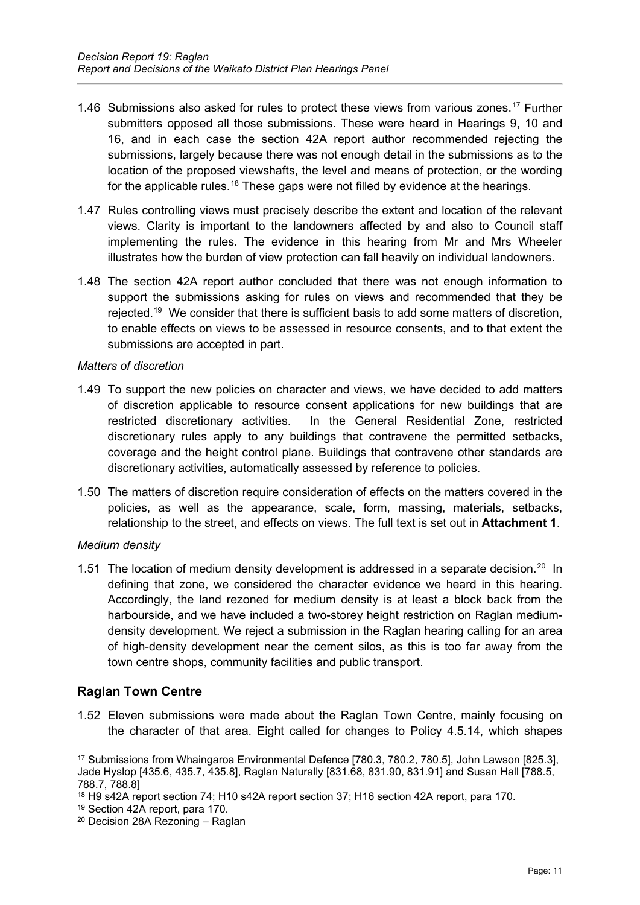1.46 Submissions also asked for rules to protect these views from various zones.[17] Further submitters opposed all those submissions. These were heard in Hearings 9, 10 and 16, and in each case the section 42A report author recommended rejecting the submissions, largely because there was not enough detail in the submissions as to the location of the proposed viewshafts, the level and means of protection, or the wording for the applicable rules.[18] These gaps were not filled by evidence at the hearings.

1.47 Rules controlling views must precisely describe the extent and location of the relevant views. Clarity is important to the landowners affected by and also to Council staff implementing the rules. The evidence in this hearing from Mr and Mrs Wheeler illustrates how the burden of view protection can fall heavily on individual landowners.

1.48 The section 42A report author concluded that there was not enough information to support the submissions asking for rules on views and recommended that they be rejected.[19] We consider that there is sufficient basis to add some matters of discretion, to enable effects on views to be assessed in resource consents, and to that extent the submissions are accepted in part.

*Matters of discretion*

1.49 To support the new policies on character and views, we have decided to add matters of discretion applicable to resource consent applications for new buildings that are restricted discretionary activities. In the General Residential Zone, restricted discretionary rules apply to any buildings that contravene the permitted setbacks, coverage and the height control plane. Buildings that contravene other standards are discretionary activities, automatically assessed by reference to policies.

1.50 The matters of discretion require consideration of effects on the matters covered in the policies, as well as the appearance, scale, form, massing, materials, setbacks, relationship to the street, and effects on views. The full text is set out in **Attachment 1**.

*Medium density*

1.51 The location of medium density development is addressed in a separate decision.[20] In defining that zone, we considered the character evidence we heard in this hearing. Accordingly, the land rezoned for medium density is at least a block back from the harbourside, and we have included a two-storey height restriction on Raglan medium-density development. We reject a submission in the Raglan hearing calling for an area of high-density development near the cement silos, as this is too far away from the town centre shops, community facilities and public transport.

## Raglan Town Centre

1.52 Eleven submissions were made about the Raglan Town Centre, mainly focusing on the character of that area. Eight called for changes to Policy 4.5.14, which shapes

---

[17] Submissions from Whaingaroa Environmental Defence [780.3, 780.2, 780.5], John Lawson [825.3], Jade Hyslop [435.6, 435.7, 435.8], Raglan Naturally [831.68, 831.90, 831.91] and Susan Hall [788.5, 788.7, 788.8]

[18] H9 s42A report section 74; H10 s42A report section 37; H16 section 42A report, para 170.

[19] Section 42A report, para 170.

[20] Decision 28A Rezoning – Raglan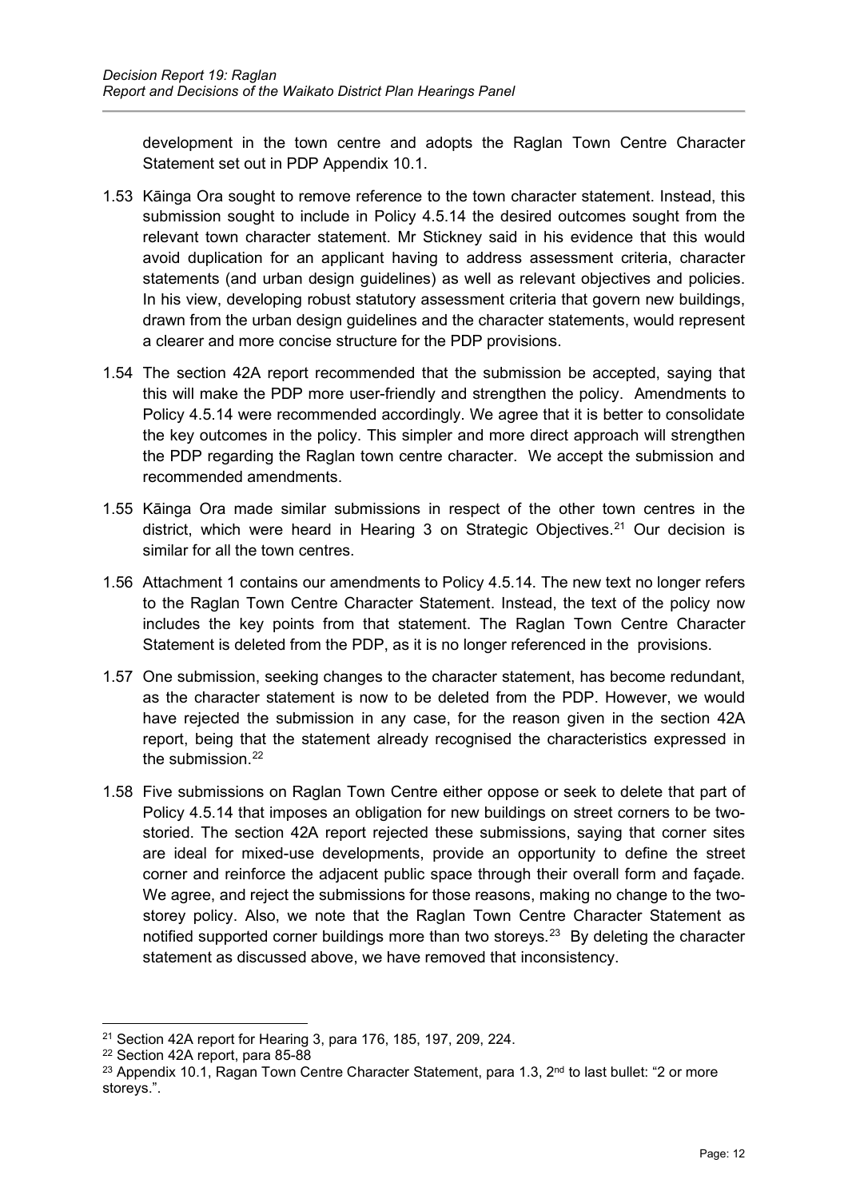development in the town centre and adopts the Raglan Town Centre Character Statement set out in PDP Appendix 10.1.

1.53 Kāinga Ora sought to remove reference to the town character statement. Instead, this submission sought to include in Policy 4.5.14 the desired outcomes sought from the relevant town character statement. Mr Stickney said in his evidence that this would avoid duplication for an applicant having to address assessment criteria, character statements (and urban design guidelines) as well as relevant objectives and policies. In his view, developing robust statutory assessment criteria that govern new buildings, drawn from the urban design guidelines and the character statements, would represent a clearer and more concise structure for the PDP provisions.

1.54 The section 42A report recommended that the submission be accepted, saying that this will make the PDP more user-friendly and strengthen the policy. Amendments to Policy 4.5.14 were recommended accordingly. We agree that it is better to consolidate the key outcomes in the policy. This simpler and more direct approach will strengthen the PDP regarding the Raglan town centre character. We accept the submission and recommended amendments.

1.55 Kāinga Ora made similar submissions in respect of the other town centres in the district, which were heard in Hearing 3 on Strategic Objectives.[21] Our decision is similar for all the town centres.

1.56 Attachment 1 contains our amendments to Policy 4.5.14. The new text no longer refers to the Raglan Town Centre Character Statement. Instead, the text of the policy now includes the key points from that statement. The Raglan Town Centre Character Statement is deleted from the PDP, as it is no longer referenced in the provisions.

1.57 One submission, seeking changes to the character statement, has become redundant, as the character statement is now to be deleted from the PDP. However, we would have rejected the submission in any case, for the reason given in the section 42A report, being that the statement already recognised the characteristics expressed in the submission.[22]

1.58 Five submissions on Raglan Town Centre either oppose or seek to delete that part of Policy 4.5.14 that imposes an obligation for new buildings on street corners to be two-storied. The section 42A report rejected these submissions, saying that corner sites are ideal for mixed-use developments, provide an opportunity to define the street corner and reinforce the adjacent public space through their overall form and façade. We agree, and reject the submissions for those reasons, making no change to the two-storey policy. Also, we note that the Raglan Town Centre Character Statement as notified supported corner buildings more than two storeys.[23] By deleting the character statement as discussed above, we have removed that inconsistency.

---

[21] Section 42A report for Hearing 3, para 176, 185, 197, 209, 224.

[22] Section 42A report, para 85-88

[23] Appendix 10.1, Ragan Town Centre Character Statement, para 1.3, 2nd to last bullet: "2 or more storeys.".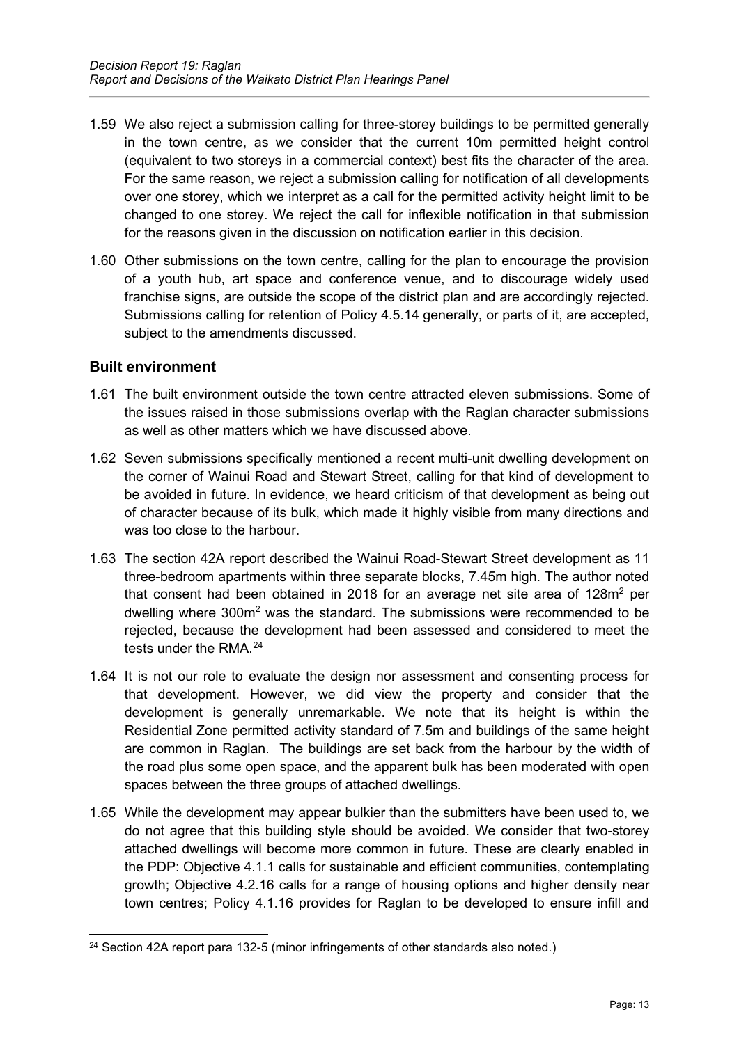1.59 We also reject a submission calling for three-storey buildings to be permitted generally in the town centre, as we consider that the current 10m permitted height control (equivalent to two storeys in a commercial context) best fits the character of the area. For the same reason, we reject a submission calling for notification of all developments over one storey, which we interpret as a call for the permitted activity height limit to be changed to one storey. We reject the call for inflexible notification in that submission for the reasons given in the discussion on notification earlier in this decision.

1.60 Other submissions on the town centre, calling for the plan to encourage the provision of a youth hub, art space and conference venue, and to discourage widely used franchise signs, are outside the scope of the district plan and are accordingly rejected. Submissions calling for retention of Policy 4.5.14 generally, or parts of it, are accepted, subject to the amendments discussed.

## Built environment

1.61 The built environment outside the town centre attracted eleven submissions. Some of the issues raised in those submissions overlap with the Raglan character submissions as well as other matters which we have discussed above.

1.62 Seven submissions specifically mentioned a recent multi-unit dwelling development on the corner of Wainui Road and Stewart Street, calling for that kind of development to be avoided in future. In evidence, we heard criticism of that development as being out of character because of its bulk, which made it highly visible from many directions and was too close to the harbour.

1.63 The section 42A report described the Wainui Road-Stewart Street development as 11 three-bedroom apartments within three separate blocks, 7.45m high. The author noted that consent had been obtained in 2018 for an average net site area of 128m$^2$ per dwelling where 300m$^2$ was the standard. The submissions were recommended to be rejected, because the development had been assessed and considered to meet the tests under the RMA.[24]

1.64 It is not our role to evaluate the design nor assessment and consenting process for that development. However, we did view the property and consider that the development is generally unremarkable. We note that its height is within the Residential Zone permitted activity standard of 7.5m and buildings of the same height are common in Raglan. The buildings are set back from the harbour by the width of the road plus some open space, and the apparent bulk has been moderated with open spaces between the three groups of attached dwellings.

1.65 While the development may appear bulkier than the submitters have been used to, we do not agree that this building style should be avoided. We consider that two-storey attached dwellings will become more common in future. These are clearly enabled in the PDP: Objective 4.1.1 calls for sustainable and efficient communities, contemplating growth; Objective 4.2.16 calls for a range of housing options and higher density near town centres; Policy 4.1.16 provides for Raglan to be developed to ensure infill and

[24] Section 42A report para 132-5 (minor infringements of other standards also noted.)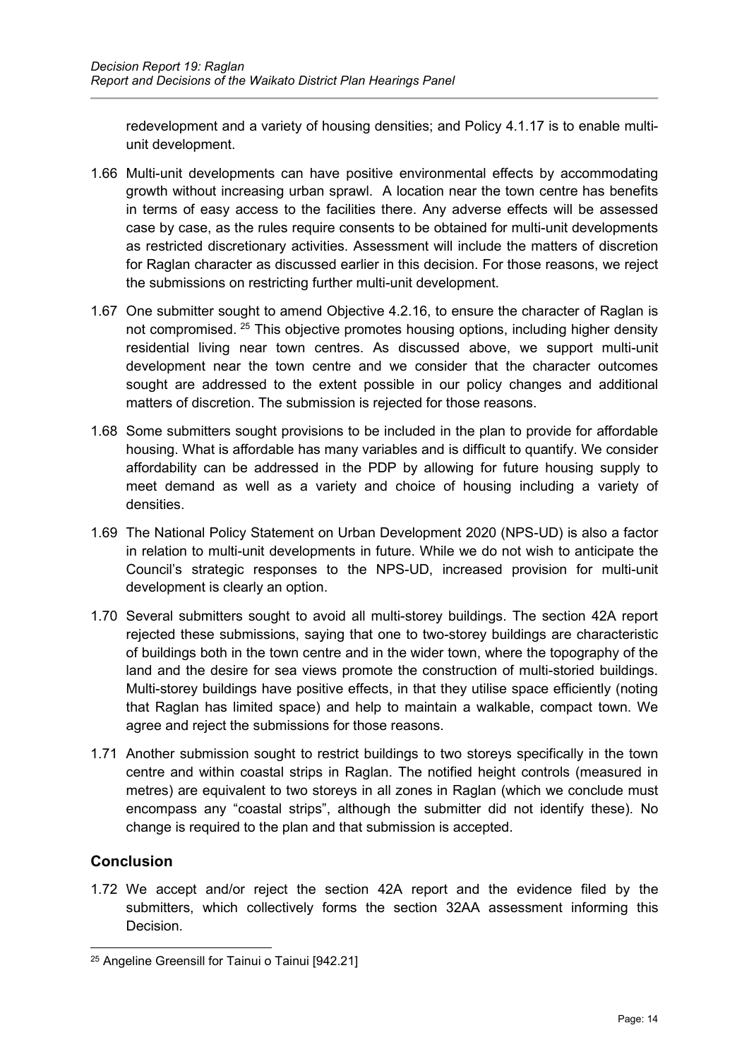redevelopment and a variety of housing densities; and Policy 4.1.17 is to enable multi-unit development.

1.66 Multi-unit developments can have positive environmental effects by accommodating growth without increasing urban sprawl. A location near the town centre has benefits in terms of easy access to the facilities there. Any adverse effects will be assessed case by case, as the rules require consents to be obtained for multi-unit developments as restricted discretionary activities. Assessment will include the matters of discretion for Raglan character as discussed earlier in this decision. For those reasons, we reject the submissions on restricting further multi-unit development.

1.67 One submitter sought to amend Objective 4.2.16, to ensure the character of Raglan is not compromised. [25] This objective promotes housing options, including higher density residential living near town centres. As discussed above, we support multi-unit development near the town centre and we consider that the character outcomes sought are addressed to the extent possible in our policy changes and additional matters of discretion. The submission is rejected for those reasons.

1.68 Some submitters sought provisions to be included in the plan to provide for affordable housing. What is affordable has many variables and is difficult to quantify. We consider affordability can be addressed in the PDP by allowing for future housing supply to meet demand as well as a variety and choice of housing including a variety of densities.

1.69 The National Policy Statement on Urban Development 2020 (NPS-UD) is also a factor in relation to multi-unit developments in future. While we do not wish to anticipate the Council's strategic responses to the NPS-UD, increased provision for multi-unit development is clearly an option.

1.70 Several submitters sought to avoid all multi-storey buildings. The section 42A report rejected these submissions, saying that one to two-storey buildings are characteristic of buildings both in the town centre and in the wider town, where the topography of the land and the desire for sea views promote the construction of multi-storied buildings. Multi-storey buildings have positive effects, in that they utilise space efficiently (noting that Raglan has limited space) and help to maintain a walkable, compact town. We agree and reject the submissions for those reasons.

1.71 Another submission sought to restrict buildings to two storeys specifically in the town centre and within coastal strips in Raglan. The notified height controls (measured in metres) are equivalent to two storeys in all zones in Raglan (which we conclude must encompass any "coastal strips", although the submitter did not identify these). No change is required to the plan and that submission is accepted.

## Conclusion

1.72 We accept and/or reject the section 42A report and the evidence filed by the submitters, which collectively forms the section 32AA assessment informing this Decision.

[25] Angeline Greensill for Tainui o Tainui [942.21]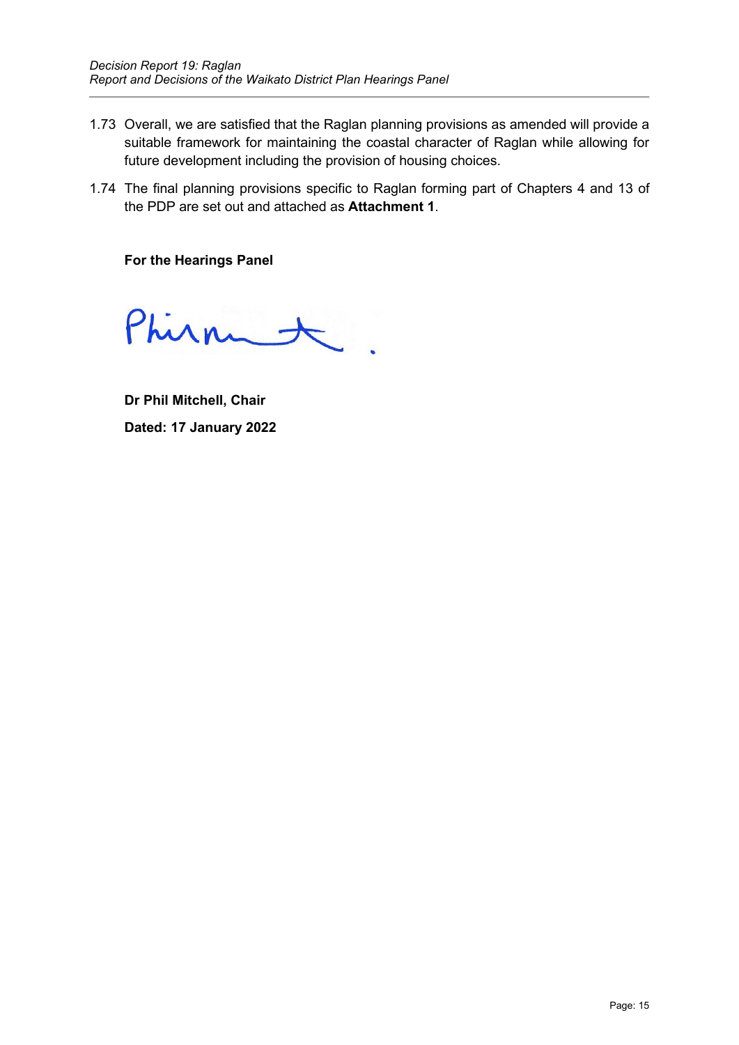1.73 Overall, we are satisfied that the Raglan planning provisions as amended will provide a suitable framework for maintaining the coastal character of Raglan while allowing for future development including the provision of housing choices.

1.74 The final planning provisions specific to Raglan forming part of Chapters 4 and 13 of the PDP are set out and attached as **Attachment 1**.

**For the Hearings Panel**

**Dr Phil Mitchell, Chair**

**Dated: 17 January 2022**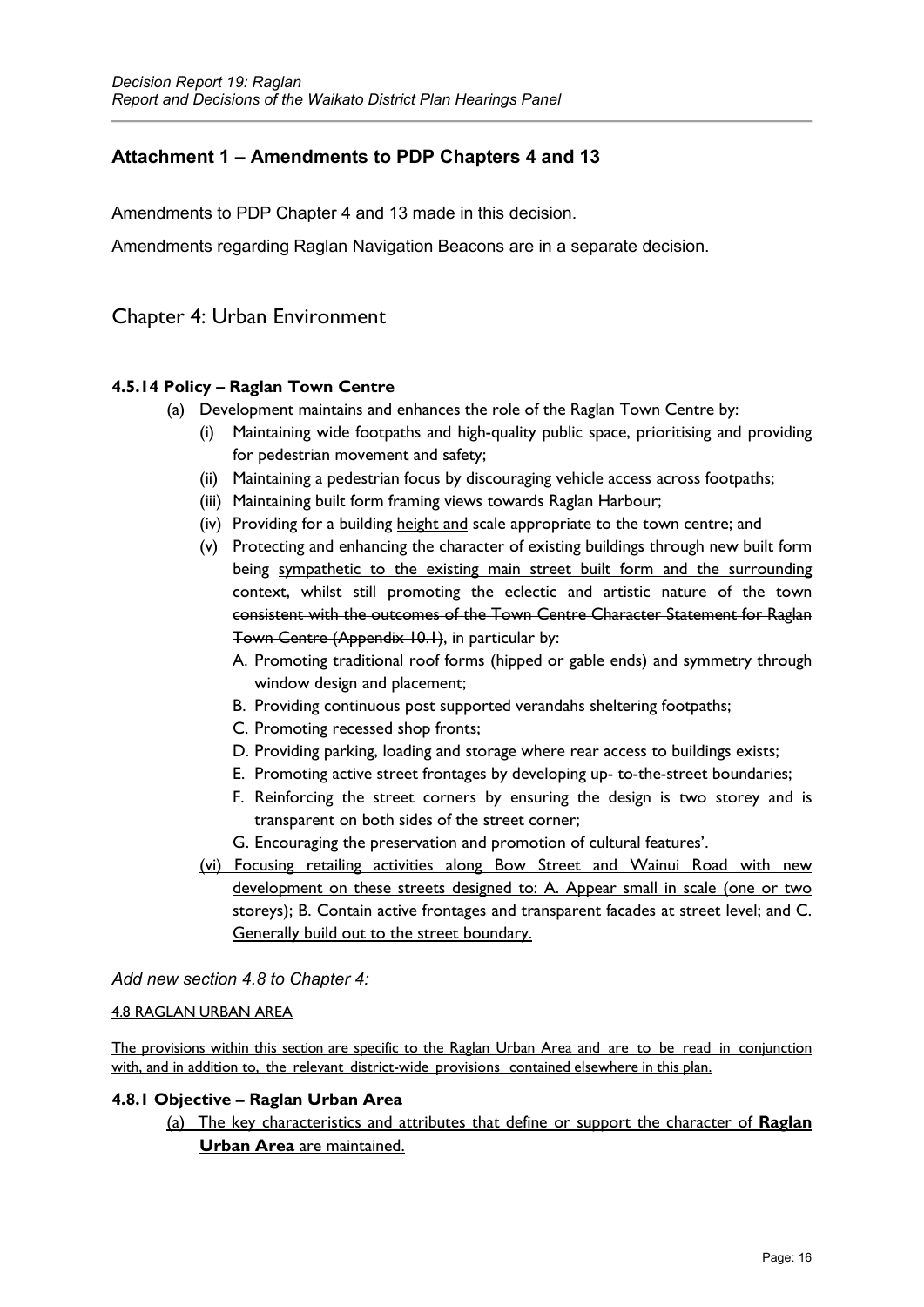## Attachment 1 – Amendments to PDP Chapters 4 and 13

Amendments to PDP Chapter 4 and 13 made in this decision.

Amendments regarding Raglan Navigation Beacons are in a separate decision.

# Chapter 4: Urban Environment

### 4.5.14 Policy – Raglan Town Centre

(a) Development maintains and enhances the role of the Raglan Town Centre by:

(i) Maintaining wide footpaths and high-quality public space, prioritising and providing for pedestrian movement and safety;

(ii) Maintaining a pedestrian focus by discouraging vehicle access across footpaths;

(iii) Maintaining built form framing views towards Raglan Harbour;

(iv) Providing for a building <u>height and</u> scale appropriate to the town centre; and

(v) Protecting and enhancing the character of existing buildings through new built form being <u>sympathetic to the existing main street built form and the surrounding context, whilst still promoting the eclectic and artistic nature of the town</u> ~~consistent with the outcomes of the Town Centre Character Statement for Raglan Town Centre (Appendix 10.1)~~, in particular by:

A. Promoting traditional roof forms (hipped or gable ends) and symmetry through window design and placement;

B. Providing continuous post supported verandahs sheltering footpaths;

C. Promoting recessed shop fronts;

D. Providing parking, loading and storage where rear access to buildings exists;

E. Promoting active street frontages by developing up- to-the-street boundaries;

F. Reinforcing the street corners by ensuring the design is two storey and is transparent on both sides of the street corner;

G. Encouraging the preservation and promotion of cultural features'.

<u>(vi) Focusing retailing activities along Bow Street and Wainui Road with new development on these streets designed to: A. Appear small in scale (one or two storeys); B. Contain active frontages and transparent facades at street level; and C. Generally build out to the street boundary.</u>

*Add new section 4.8 to Chapter 4:*

<u>4.8 RAGLAN URBAN AREA</u>

<u>The provisions within this section are specific to the Raglan Urban Area and are to be read in conjunction with, and in addition to, the relevant district-wide provisions contained elsewhere in this plan.</u>

### <u>4.8.1 Objective – Raglan Urban Area</u>

<u>(a) The key characteristics and attributes that define or support the character of **Raglan Urban Area** are maintained.</u>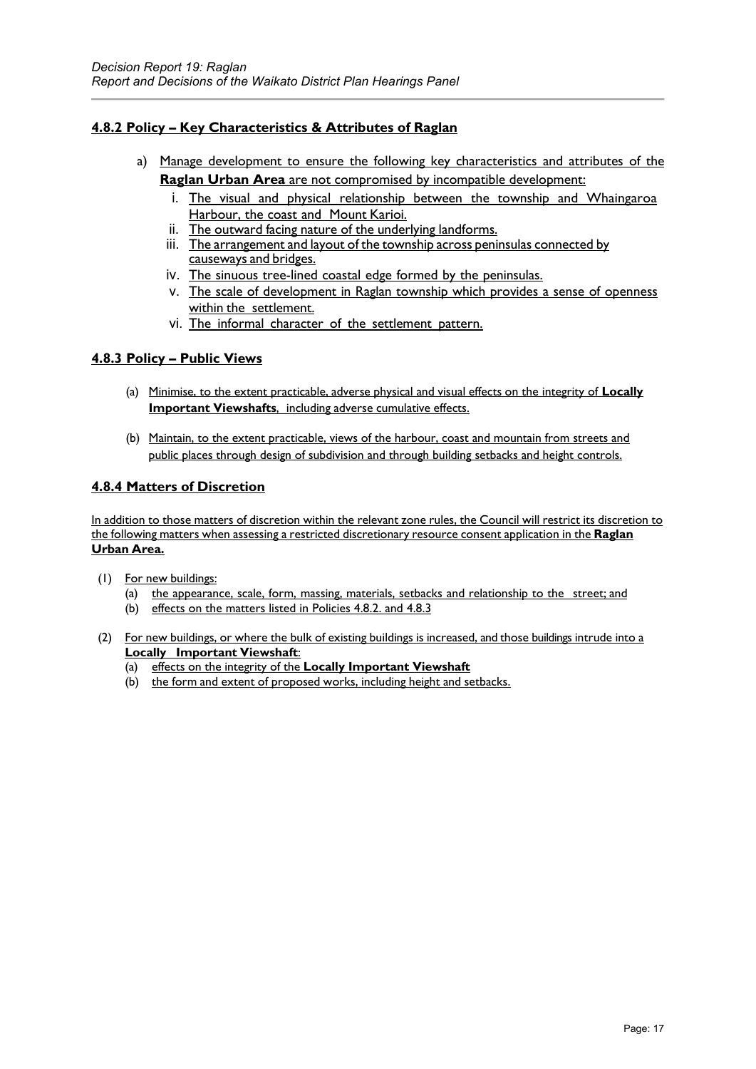### 4.8.2 Policy – Key Characteristics & Attributes of Raglan

a) Manage development to ensure the following key characteristics and attributes of the **Raglan Urban Area** are not compromised by incompatible development:
   i. The visual and physical relationship between the township and Whaingaroa Harbour, the coast and Mount Karioi.
   ii. The outward facing nature of the underlying landforms.
   iii. The arrangement and layout of the township across peninsulas connected by causeways and bridges.
   iv. The sinuous tree-lined coastal edge formed by the peninsulas.
   v. The scale of development in Raglan township which provides a sense of openness within the settlement.
   vi. The informal character of the settlement pattern.

### 4.8.3 Policy – Public Views

(a) Minimise, to the extent practicable, adverse physical and visual effects on the integrity of **Locally Important Viewshafts**, including adverse cumulative effects.

(b) Maintain, to the extent practicable, views of the harbour, coast and mountain from streets and public places through design of subdivision and through building setbacks and height controls.

### 4.8.4 Matters of Discretion

In addition to those matters of discretion within the relevant zone rules, the Council will restrict its discretion to the following matters when assessing a restricted discretionary resource consent application in the **Raglan Urban Area.**

(1) For new buildings:
   (a) the appearance, scale, form, massing, materials, setbacks and relationship to the street; and
   (b) effects on the matters listed in Policies 4.8.2. and 4.8.3

(2) For new buildings, or where the bulk of existing buildings is increased, and those buildings intrude into a **Locally Important Viewshaft**:
   (a) effects on the integrity of the **Locally Important Viewshaft**
   (b) the form and extent of proposed works, including height and setbacks.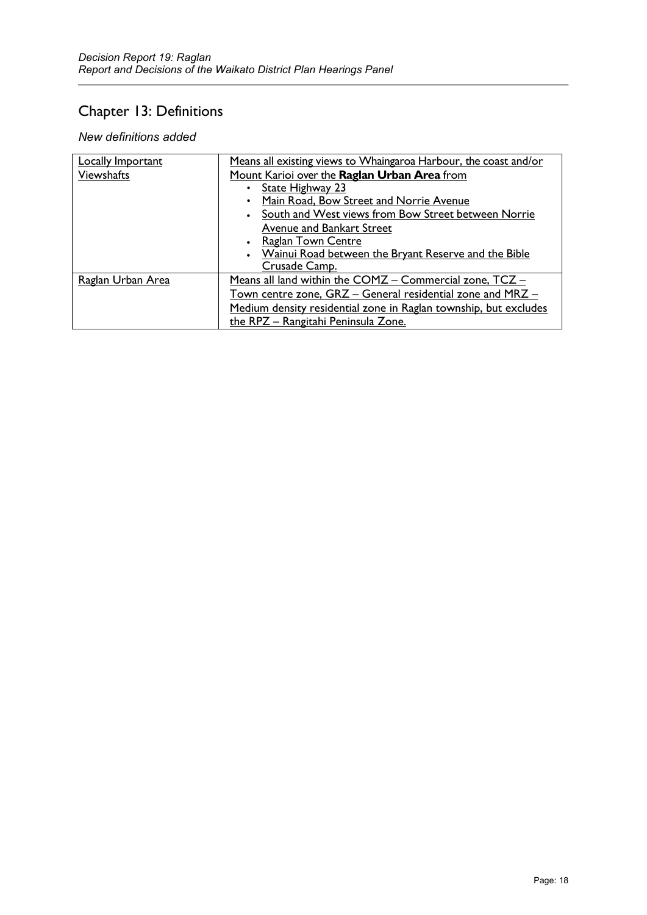## Chapter 13: Definitions

*New definitions added*

| | |
|---|---|
| Locally Important Viewshafts | Means all existing views to Whaingaroa Harbour, the coast and/or Mount Karioi over the **Raglan Urban Area** from<br>• State Highway 23<br>• Main Road, Bow Street and Norrie Avenue<br>• South and West views from Bow Street between Norrie Avenue and Bankart Street<br>• Raglan Town Centre<br>• Wainui Road between the Bryant Reserve and the Bible Crusade Camp. |
| Raglan Urban Area | Means all land within the COMZ – Commercial zone, TCZ – Town centre zone, GRZ – General residential zone and MRZ – Medium density residential zone in Raglan township, but excludes the RPZ – Rangitahi Peninsula Zone. |